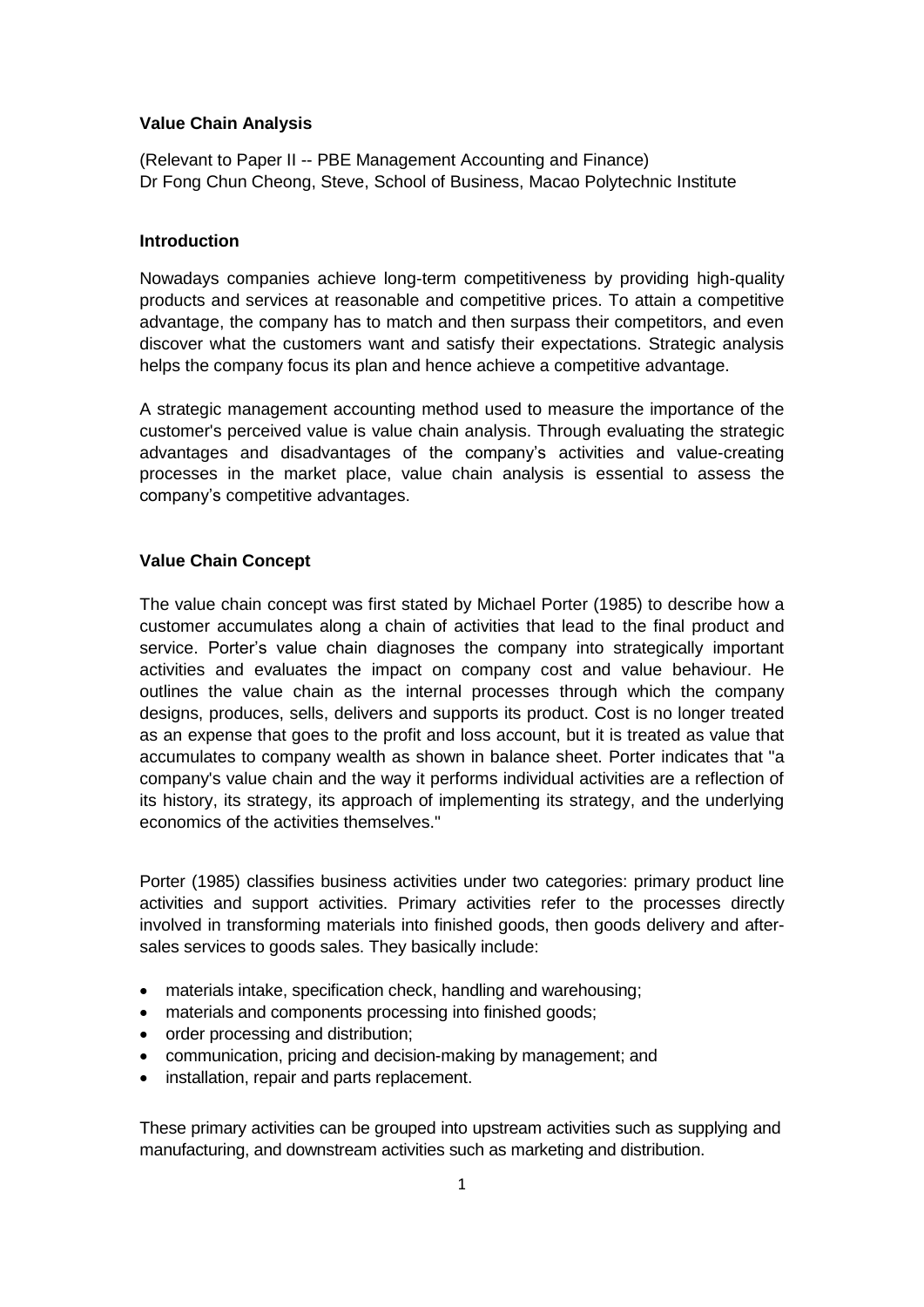**Value Chain Analysis**

(Relevant to Paper II -- PBE Management Accounting and Finance)
Dr Fong Chun Cheong, Steve, School of Business, Macao Polytechnic Institute

**Introduction**

Nowadays companies achieve long-term competitiveness by providing high-quality products and services at reasonable and competitive prices. To attain a competitive advantage, the company has to match and then surpass their competitors, and even discover what the customers want and satisfy their expectations. Strategic analysis helps the company focus its plan and hence achieve a competitive advantage.

A strategic management accounting method used to measure the importance of the customer's perceived value is value chain analysis. Through evaluating the strategic advantages and disadvantages of the company's activities and value-creating processes in the market place, value chain analysis is essential to assess the company's competitive advantages.

**Value Chain Concept**

The value chain concept was first stated by Michael Porter (1985) to describe how a customer accumulates along a chain of activities that lead to the final product and service. Porter's value chain diagnoses the company into strategically important activities and evaluates the impact on company cost and value behaviour. He outlines the value chain as the internal processes through which the company designs, produces, sells, delivers and supports its product. Cost is no longer treated as an expense that goes to the profit and loss account, but it is treated as value that accumulates to company wealth as shown in balance sheet. Porter indicates that "a company's value chain and the way it performs individual activities are a reflection of its history, its strategy, its approach of implementing its strategy, and the underlying economics of the activities themselves."

Porter (1985) classifies business activities under two categories: primary product line activities and support activities. Primary activities refer to the processes directly involved in transforming materials into finished goods, then goods delivery and after-sales services to goods sales. They basically include:

- materials intake, specification check, handling and warehousing;
- materials and components processing into finished goods;
- order processing and distribution;
- communication, pricing and decision-making by management; and
- installation, repair and parts replacement.

These primary activities can be grouped into upstream activities such as supplying and manufacturing, and downstream activities such as marketing and distribution.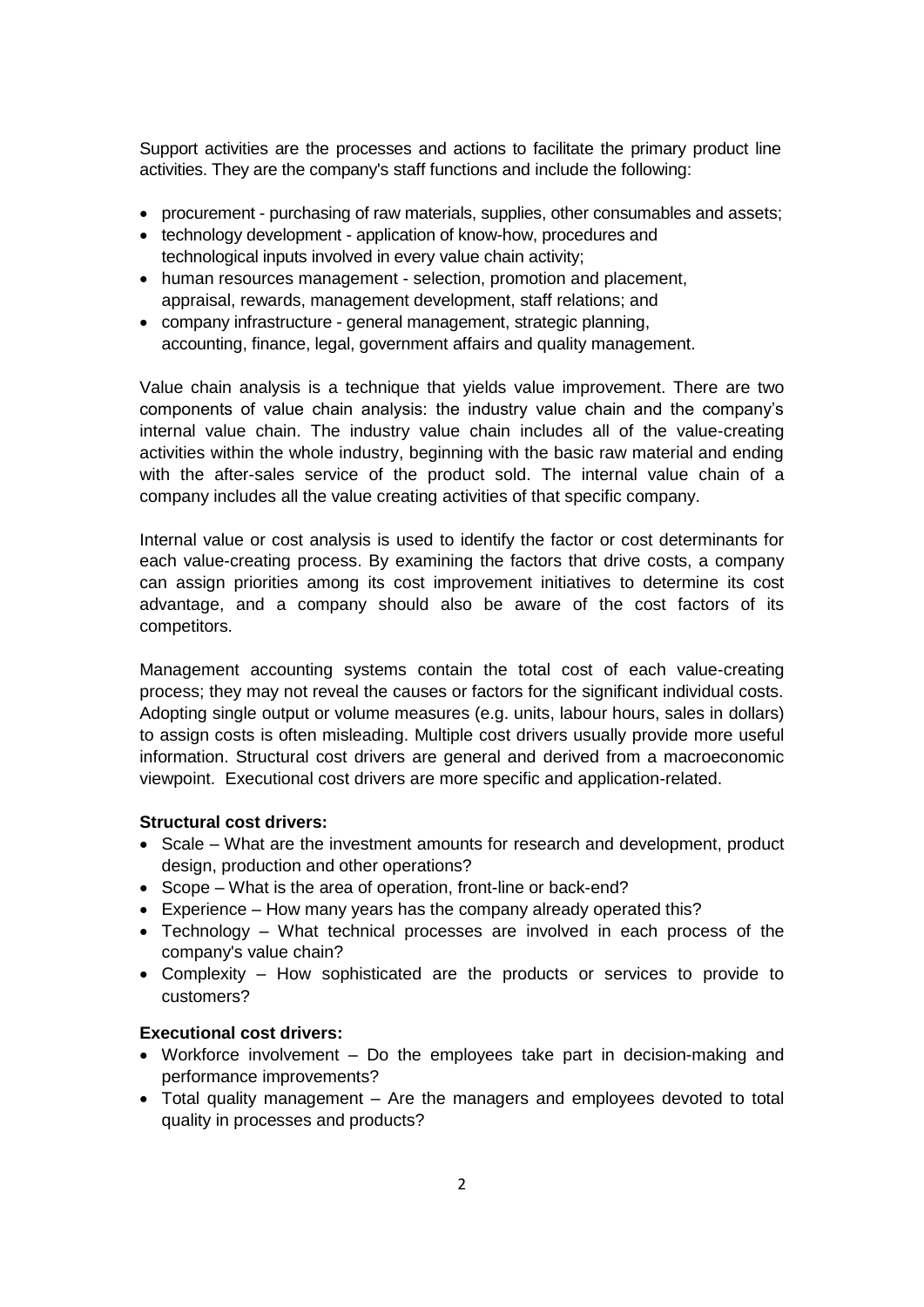Support activities are the processes and actions to facilitate the primary product line activities. They are the company's staff functions and include the following:

- procurement - purchasing of raw materials, supplies, other consumables and assets;
- technology development - application of know-how, procedures and technological inputs involved in every value chain activity;
- human resources management - selection, promotion and placement, appraisal, rewards, management development, staff relations; and
- company infrastructure - general management, strategic planning, accounting, finance, legal, government affairs and quality management.

Value chain analysis is a technique that yields value improvement. There are two components of value chain analysis: the industry value chain and the company's internal value chain. The industry value chain includes all of the value-creating activities within the whole industry, beginning with the basic raw material and ending with the after-sales service of the product sold. The internal value chain of a company includes all the value creating activities of that specific company.

Internal value or cost analysis is used to identify the factor or cost determinants for each value-creating process. By examining the factors that drive costs, a company can assign priorities among its cost improvement initiatives to determine its cost advantage, and a company should also be aware of the cost factors of its competitors.

Management accounting systems contain the total cost of each value-creating process; they may not reveal the causes or factors for the significant individual costs. Adopting single output or volume measures (e.g. units, labour hours, sales in dollars) to assign costs is often misleading. Multiple cost drivers usually provide more useful information. Structural cost drivers are general and derived from a macroeconomic viewpoint. Executional cost drivers are more specific and application-related.

**Structural cost drivers:**

- Scale – What are the investment amounts for research and development, product design, production and other operations?
- Scope – What is the area of operation, front-line or back-end?
- Experience – How many years has the company already operated this?
- Technology – What technical processes are involved in each process of the company's value chain?
- Complexity – How sophisticated are the products or services to provide to customers?

**Executional cost drivers:**

- Workforce involvement – Do the employees take part in decision-making and performance improvements?
- Total quality management – Are the managers and employees devoted to total quality in processes and products?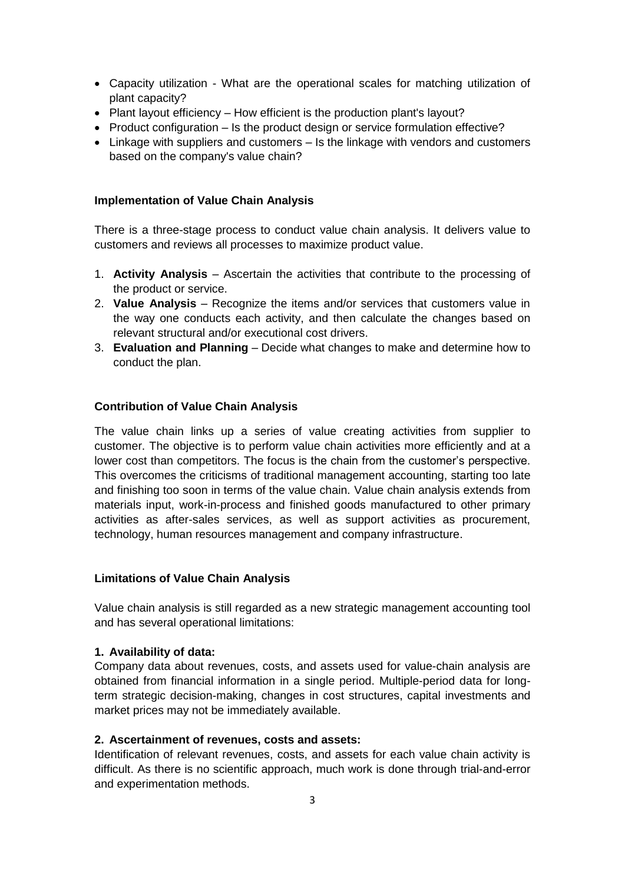- Capacity utilization - What are the operational scales for matching utilization of plant capacity?
- Plant layout efficiency – How efficient is the production plant's layout?
- Product configuration – Is the product design or service formulation effective?
- Linkage with suppliers and customers – Is the linkage with vendors and customers based on the company's value chain?

### Implementation of Value Chain Analysis

There is a three-stage process to conduct value chain analysis. It delivers value to customers and reviews all processes to maximize product value.

1. **Activity Analysis** – Ascertain the activities that contribute to the processing of the product or service.
2. **Value Analysis** – Recognize the items and/or services that customers value in the way one conducts each activity, and then calculate the changes based on relevant structural and/or executional cost drivers.
3. **Evaluation and Planning** – Decide what changes to make and determine how to conduct the plan.

### Contribution of Value Chain Analysis

The value chain links up a series of value creating activities from supplier to customer. The objective is to perform value chain activities more efficiently and at a lower cost than competitors. The focus is the chain from the customer's perspective. This overcomes the criticisms of traditional management accounting, starting too late and finishing too soon in terms of the value chain. Value chain analysis extends from materials input, work-in-process and finished goods manufactured to other primary activities as after-sales services, as well as support activities as procurement, technology, human resources management and company infrastructure.

### Limitations of Value Chain Analysis

Value chain analysis is still regarded as a new strategic management accounting tool and has several operational limitations:

**1. Availability of data:**

Company data about revenues, costs, and assets used for value-chain analysis are obtained from financial information in a single period. Multiple-period data for long-term strategic decision-making, changes in cost structures, capital investments and market prices may not be immediately available.

**2. Ascertainment of revenues, costs and assets:**

Identification of relevant revenues, costs, and assets for each value chain activity is difficult. As there is no scientific approach, much work is done through trial-and-error and experimentation methods.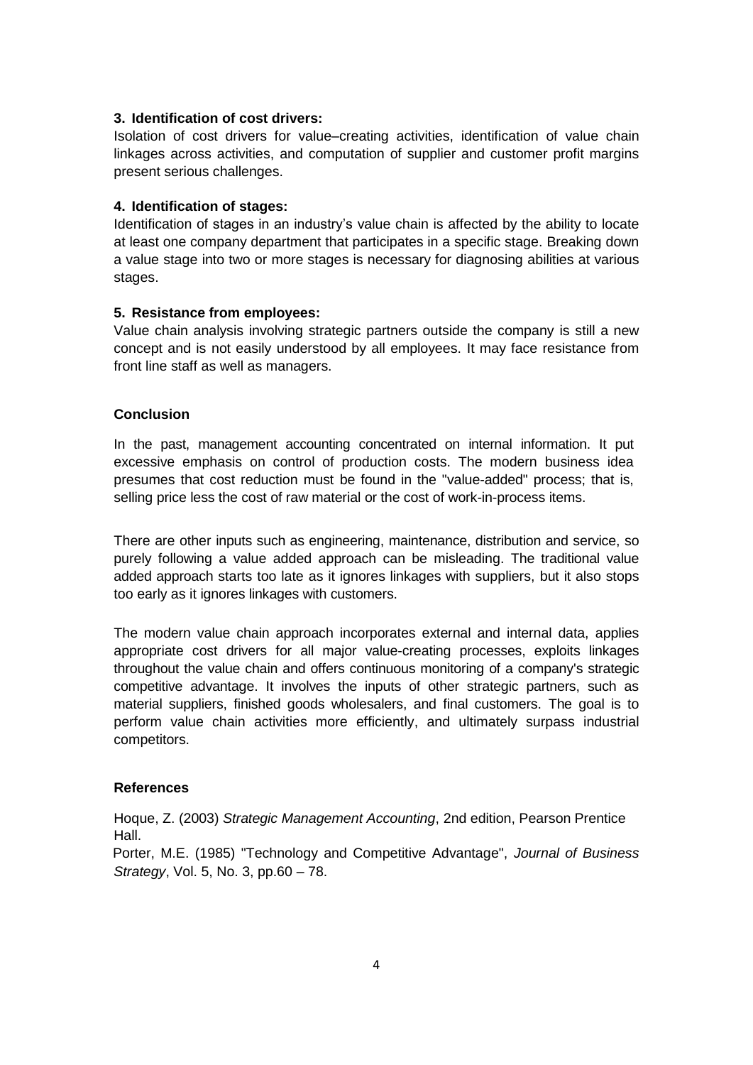**3. Identification of cost drivers:**

Isolation of cost drivers for value–creating activities, identification of value chain linkages across activities, and computation of supplier and customer profit margins present serious challenges.

**4. Identification of stages:**

Identification of stages in an industry's value chain is affected by the ability to locate at least one company department that participates in a specific stage. Breaking down a value stage into two or more stages is necessary for diagnosing abilities at various stages.

**5. Resistance from employees:**

Value chain analysis involving strategic partners outside the company is still a new concept and is not easily understood by all employees. It may face resistance from front line staff as well as managers.

**Conclusion**

In the past, management accounting concentrated on internal information. It put excessive emphasis on control of production costs. The modern business idea presumes that cost reduction must be found in the "value-added" process; that is, selling price less the cost of raw material or the cost of work-in-process items.

There are other inputs such as engineering, maintenance, distribution and service, so purely following a value added approach can be misleading. The traditional value added approach starts too late as it ignores linkages with suppliers, but it also stops too early as it ignores linkages with customers.

The modern value chain approach incorporates external and internal data, applies appropriate cost drivers for all major value-creating processes, exploits linkages throughout the value chain and offers continuous monitoring of a company's strategic competitive advantage. It involves the inputs of other strategic partners, such as material suppliers, finished goods wholesalers, and final customers. The goal is to perform value chain activities more efficiently, and ultimately surpass industrial competitors.

**References**

Hoque, Z. (2003) *Strategic Management Accounting*, 2nd edition, Pearson Prentice Hall.

Porter, M.E. (1985) "Technology and Competitive Advantage", *Journal of Business Strategy*, Vol. 5, No. 3, pp.60 – 78.